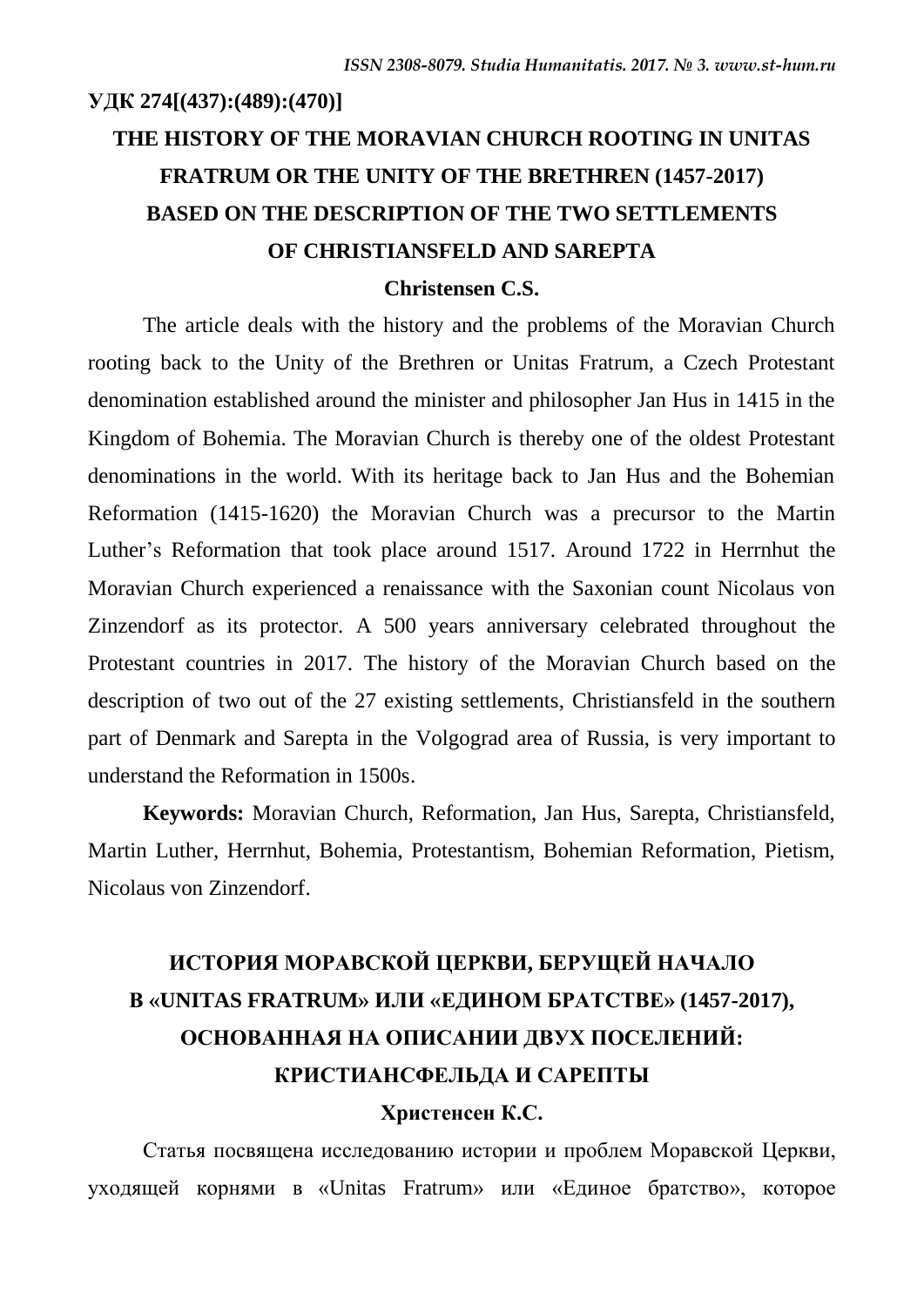**УДК 274[(437):(489):(470)]**

# THE HISTORY OF THE MORAVIAN CHURCH ROOTING IN UNITAS FRATRUM OR THE UNITY OF THE BRETHREN (1457-2017) BASED ON THE DESCRIPTION OF THE TWO SETTLEMENTS OF CHRISTIANSFELD AND SAREPTA

**Christensen C.S.**

The article deals with the history and the problems of the Moravian Church rooting back to the Unity of the Brethren or Unitas Fratrum, a Czech Protestant denomination established around the minister and philosopher Jan Hus in 1415 in the Kingdom of Bohemia. The Moravian Church is thereby one of the oldest Protestant denominations in the world. With its heritage back to Jan Hus and the Bohemian Reformation (1415-1620) the Moravian Church was a precursor to the Martin Luther's Reformation that took place around 1517. Around 1722 in Herrnhut the Moravian Church experienced a renaissance with the Saxonian count Nicolaus von Zinzendorf as its protector. A 500 years anniversary celebrated throughout the Protestant countries in 2017. The history of the Moravian Church based on the description of two out of the 27 existing settlements, Christiansfeld in the southern part of Denmark and Sarepta in the Volgograd area of Russia, is very important to understand the Reformation in 1500s.

**Keywords:** Moravian Church, Reformation, Jan Hus, Sarepta, Christiansfeld, Martin Luther, Herrnhut, Bohemia, Protestantism, Bohemian Reformation, Pietism, Nicolaus von Zinzendorf.

# ИСТОРИЯ МОРАВСКОЙ ЦЕРКВИ, БЕРУЩЕЙ НАЧАЛО В «UNITAS FRATRUM» ИЛИ «ЕДИНОМ БРАТСТВЕ» (1457-2017), ОСНОВАННАЯ НА ОПИСАНИИ ДВУХ ПОСЕЛЕНИЙ: КРИСТИАНСФЕЛЬДА И САРЕПТЫ

**Христенсен К.С.**

Статья посвящена исследованию истории и проблем Моравской Церкви, уходящей корнями в «Unitas Fratrum» или «Единое братство», которое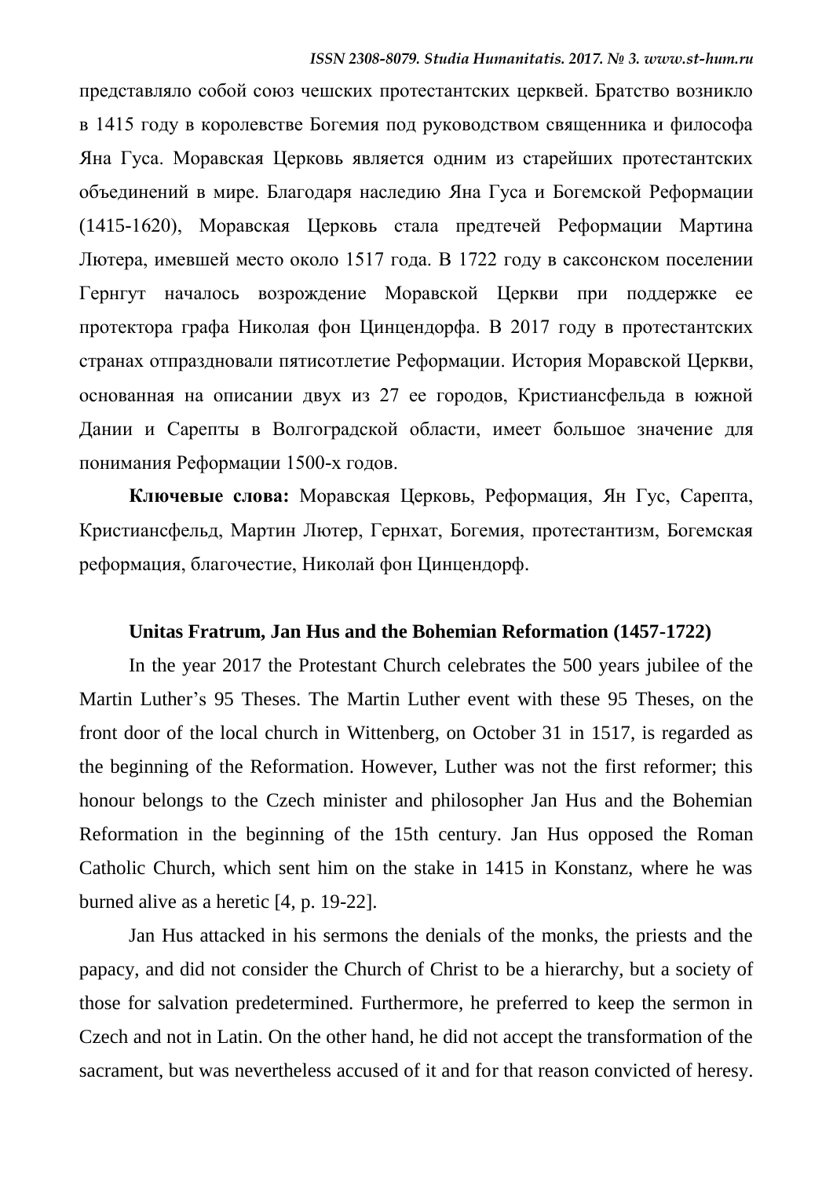представляло собой союз чешских протестантских церквей. Братство возникло в 1415 году в королевстве Богемия под руководством священника и философа Яна Гуса. Моравская Церковь является одним из старейших протестантских объединений в мире. Благодаря наследию Яна Гуса и Богемской Реформации (1415-1620), Моравская Церковь стала предтечей Реформации Мартина Лютера, имевшей место около 1517 года. В 1722 году в саксонском поселении Гернгут началось возрождение Моравской Церкви при поддержке ее протектора графа Николая фон Цинцендорфа. В 2017 году в протестантских странах отпраздновали пятисотлетие Реформации. История Моравской Церкви, основанная на описании двух из 27 ее городов, Кристиансфельда в южной Дании и Сарепты в Волгоградской области, имеет большое значение для понимания Реформации 1500-х годов.

**Ключевые слова:** Моравская Церковь, Реформация, Ян Гус, Сарепта, Кристиансфельд, Мартин Лютер, Гернхат, Богемия, протестантизм, Богемская реформация, благочестие, Николай фон Цинцендорф.

### Unitas Fratrum, Jan Hus and the Bohemian Reformation (1457-1722)

In the year 2017 the Protestant Church celebrates the 500 years jubilee of the Martin Luther's 95 Theses. The Martin Luther event with these 95 Theses, on the front door of the local church in Wittenberg, on October 31 in 1517, is regarded as the beginning of the Reformation. However, Luther was not the first reformer; this honour belongs to the Czech minister and philosopher Jan Hus and the Bohemian Reformation in the beginning of the 15th century. Jan Hus opposed the Roman Catholic Church, which sent him on the stake in 1415 in Konstanz, where he was burned alive as a heretic [4, p. 19-22].

Jan Hus attacked in his sermons the denials of the monks, the priests and the papacy, and did not consider the Church of Christ to be a hierarchy, but a society of those for salvation predetermined. Furthermore, he preferred to keep the sermon in Czech and not in Latin. On the other hand, he did not accept the transformation of the sacrament, but was nevertheless accused of it and for that reason convicted of heresy.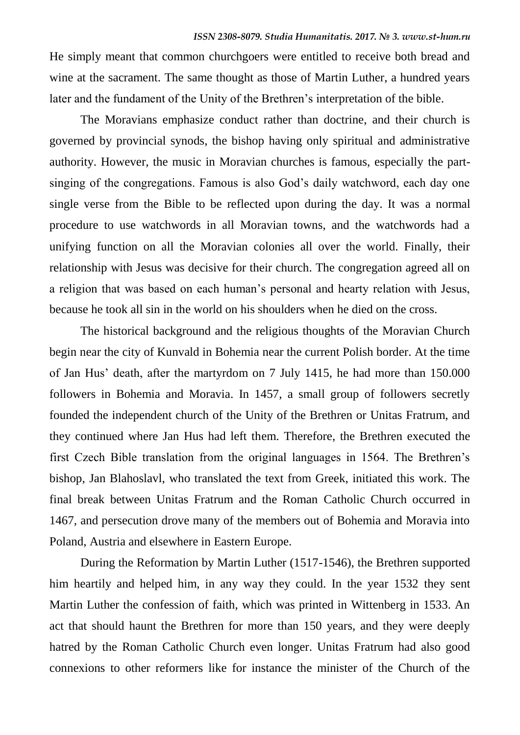He simply meant that common churchgoers were entitled to receive both bread and wine at the sacrament. The same thought as those of Martin Luther, a hundred years later and the fundament of the Unity of the Brethren's interpretation of the bible.

The Moravians emphasize conduct rather than doctrine, and their church is governed by provincial synods, the bishop having only spiritual and administrative authority. However, the music in Moravian churches is famous, especially the part-singing of the congregations. Famous is also God's daily watchword, each day one single verse from the Bible to be reflected upon during the day. It was a normal procedure to use watchwords in all Moravian towns, and the watchwords had a unifying function on all the Moravian colonies all over the world. Finally, their relationship with Jesus was decisive for their church. The congregation agreed all on a religion that was based on each human's personal and hearty relation with Jesus, because he took all sin in the world on his shoulders when he died on the cross.

The historical background and the religious thoughts of the Moravian Church begin near the city of Kunvald in Bohemia near the current Polish border. At the time of Jan Hus' death, after the martyrdom on 7 July 1415, he had more than 150.000 followers in Bohemia and Moravia. In 1457, a small group of followers secretly founded the independent church of the Unity of the Brethren or Unitas Fratrum, and they continued where Jan Hus had left them. Therefore, the Brethren executed the first Czech Bible translation from the original languages in 1564. The Brethren's bishop, Jan Blahoslavl, who translated the text from Greek, initiated this work. The final break between Unitas Fratrum and the Roman Catholic Church occurred in 1467, and persecution drove many of the members out of Bohemia and Moravia into Poland, Austria and elsewhere in Eastern Europe.

During the Reformation by Martin Luther (1517-1546), the Brethren supported him heartily and helped him, in any way they could. In the year 1532 they sent Martin Luther the confession of faith, which was printed in Wittenberg in 1533. An act that should haunt the Brethren for more than 150 years, and they were deeply hatred by the Roman Catholic Church even longer. Unitas Fratrum had also good connexions to other reformers like for instance the minister of the Church of the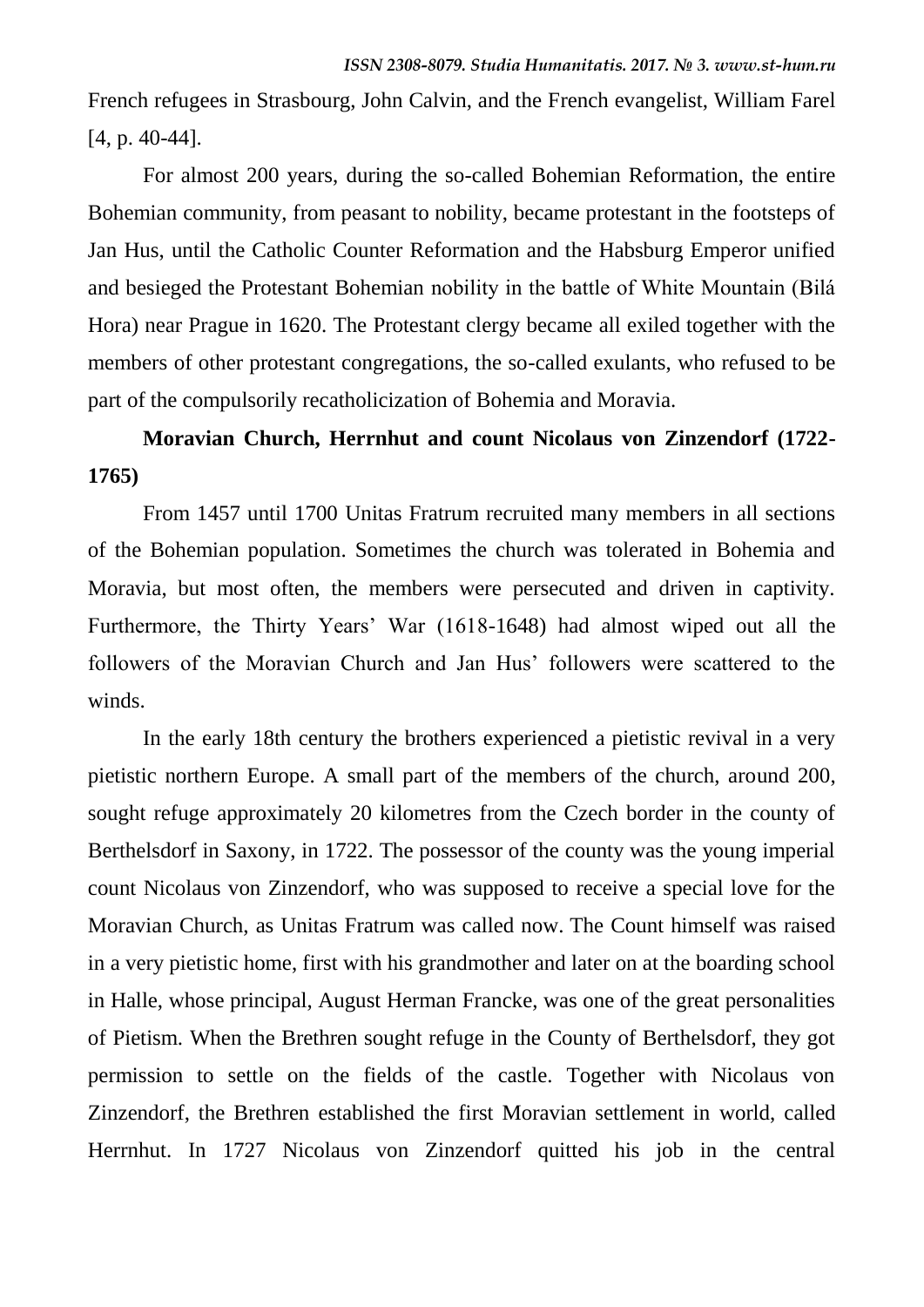French refugees in Strasbourg, John Calvin, and the French evangelist, William Farel [4, p. 40-44].

For almost 200 years, during the so-called Bohemian Reformation, the entire Bohemian community, from peasant to nobility, became protestant in the footsteps of Jan Hus, until the Catholic Counter Reformation and the Habsburg Emperor unified and besieged the Protestant Bohemian nobility in the battle of White Mountain (Bilá Hora) near Prague in 1620. The Protestant clergy became all exiled together with the members of other protestant congregations, the so-called exulants, who refused to be part of the compulsorily recatholicization of Bohemia and Moravia.

## Moravian Church, Herrnhut and count Nicolaus von Zinzendorf (1722-1765)

From 1457 until 1700 Unitas Fratrum recruited many members in all sections of the Bohemian population. Sometimes the church was tolerated in Bohemia and Moravia, but most often, the members were persecuted and driven in captivity. Furthermore, the Thirty Years' War (1618-1648) had almost wiped out all the followers of the Moravian Church and Jan Hus' followers were scattered to the winds.

In the early 18th century the brothers experienced a pietistic revival in a very pietistic northern Europe. A small part of the members of the church, around 200, sought refuge approximately 20 kilometres from the Czech border in the county of Berthelsdorf in Saxony, in 1722. The possessor of the county was the young imperial count Nicolaus von Zinzendorf, who was supposed to receive a special love for the Moravian Church, as Unitas Fratrum was called now. The Count himself was raised in a very pietistic home, first with his grandmother and later on at the boarding school in Halle, whose principal, August Herman Francke, was one of the great personalities of Pietism. When the Brethren sought refuge in the County of Berthelsdorf, they got permission to settle on the fields of the castle. Together with Nicolaus von Zinzendorf, the Brethren established the first Moravian settlement in world, called Herrnhut. In 1727 Nicolaus von Zinzendorf quitted his job in the central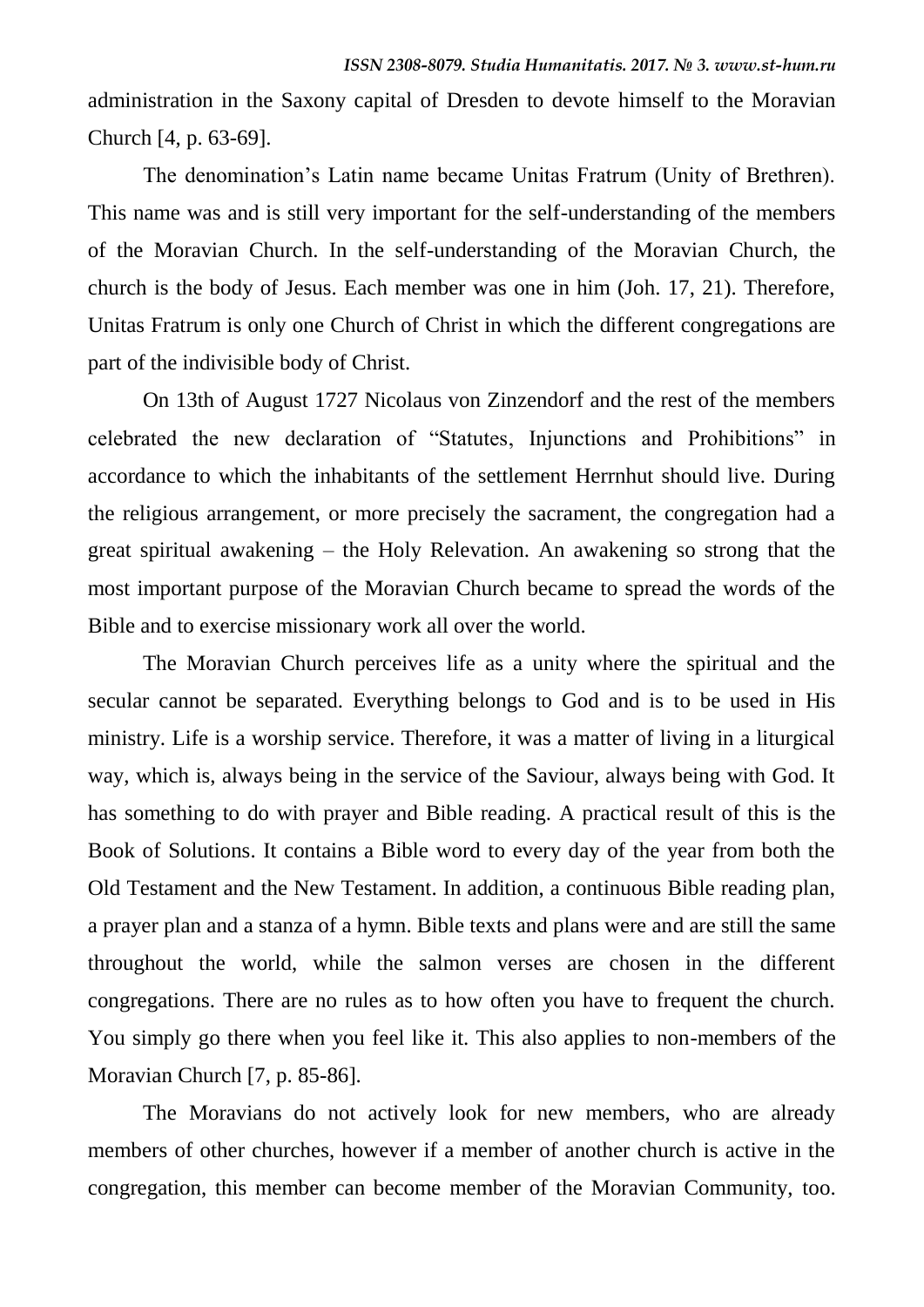administration in the Saxony capital of Dresden to devote himself to the Moravian Church [4, p. 63-69].

The denomination's Latin name became Unitas Fratrum (Unity of Brethren). This name was and is still very important for the self-understanding of the members of the Moravian Church. In the self-understanding of the Moravian Church, the church is the body of Jesus. Each member was one in him (Joh. 17, 21). Therefore, Unitas Fratrum is only one Church of Christ in which the different congregations are part of the indivisible body of Christ.

On 13th of August 1727 Nicolaus von Zinzendorf and the rest of the members celebrated the new declaration of "Statutes, Injunctions and Prohibitions" in accordance to which the inhabitants of the settlement Herrnhut should live. During the religious arrangement, or more precisely the sacrament, the congregation had a great spiritual awakening – the Holy Relevation. An awakening so strong that the most important purpose of the Moravian Church became to spread the words of the Bible and to exercise missionary work all over the world.

The Moravian Church perceives life as a unity where the spiritual and the secular cannot be separated. Everything belongs to God and is to be used in His ministry. Life is a worship service. Therefore, it was a matter of living in a liturgical way, which is, always being in the service of the Saviour, always being with God. It has something to do with prayer and Bible reading. A practical result of this is the Book of Solutions. It contains a Bible word to every day of the year from both the Old Testament and the New Testament. In addition, a continuous Bible reading plan, a prayer plan and a stanza of a hymn. Bible texts and plans were and are still the same throughout the world, while the salmon verses are chosen in the different congregations. There are no rules as to how often you have to frequent the church. You simply go there when you feel like it. This also applies to non-members of the Moravian Church [7, p. 85-86].

The Moravians do not actively look for new members, who are already members of other churches, however if a member of another church is active in the congregation, this member can become member of the Moravian Community, too.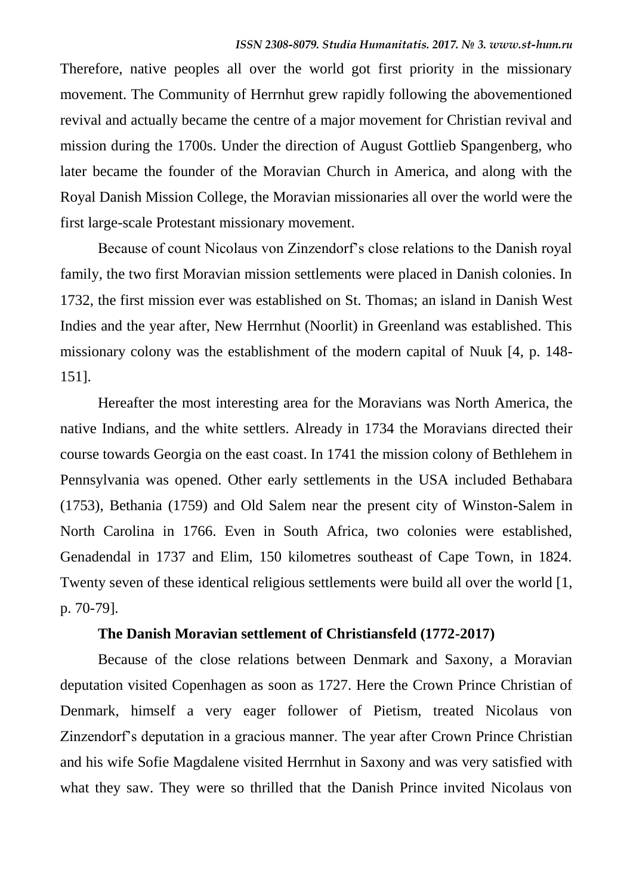Therefore, native peoples all over the world got first priority in the missionary movement. The Community of Herrnhut grew rapidly following the abovementioned revival and actually became the centre of a major movement for Christian revival and mission during the 1700s. Under the direction of August Gottlieb Spangenberg, who later became the founder of the Moravian Church in America, and along with the Royal Danish Mission College, the Moravian missionaries all over the world were the first large-scale Protestant missionary movement.

Because of count Nicolaus von Zinzendorf's close relations to the Danish royal family, the two first Moravian mission settlements were placed in Danish colonies. In 1732, the first mission ever was established on St. Thomas; an island in Danish West Indies and the year after, New Herrnhut (Noorlit) in Greenland was established. This missionary colony was the establishment of the modern capital of Nuuk [4, p. 148-151].

Hereafter the most interesting area for the Moravians was North America, the native Indians, and the white settlers. Already in 1734 the Moravians directed their course towards Georgia on the east coast. In 1741 the mission colony of Bethlehem in Pennsylvania was opened. Other early settlements in the USA included Bethabara (1753), Bethania (1759) and Old Salem near the present city of Winston-Salem in North Carolina in 1766. Even in South Africa, two colonies were established, Genadendal in 1737 and Elim, 150 kilometres southeast of Cape Town, in 1824. Twenty seven of these identical religious settlements were build all over the world [1, p. 70-79].

### The Danish Moravian settlement of Christiansfeld (1772-2017)

Because of the close relations between Denmark and Saxony, a Moravian deputation visited Copenhagen as soon as 1727. Here the Crown Prince Christian of Denmark, himself a very eager follower of Pietism, treated Nicolaus von Zinzendorf's deputation in a gracious manner. The year after Crown Prince Christian and his wife Sofie Magdalene visited Herrnhut in Saxony and was very satisfied with what they saw. They were so thrilled that the Danish Prince invited Nicolaus von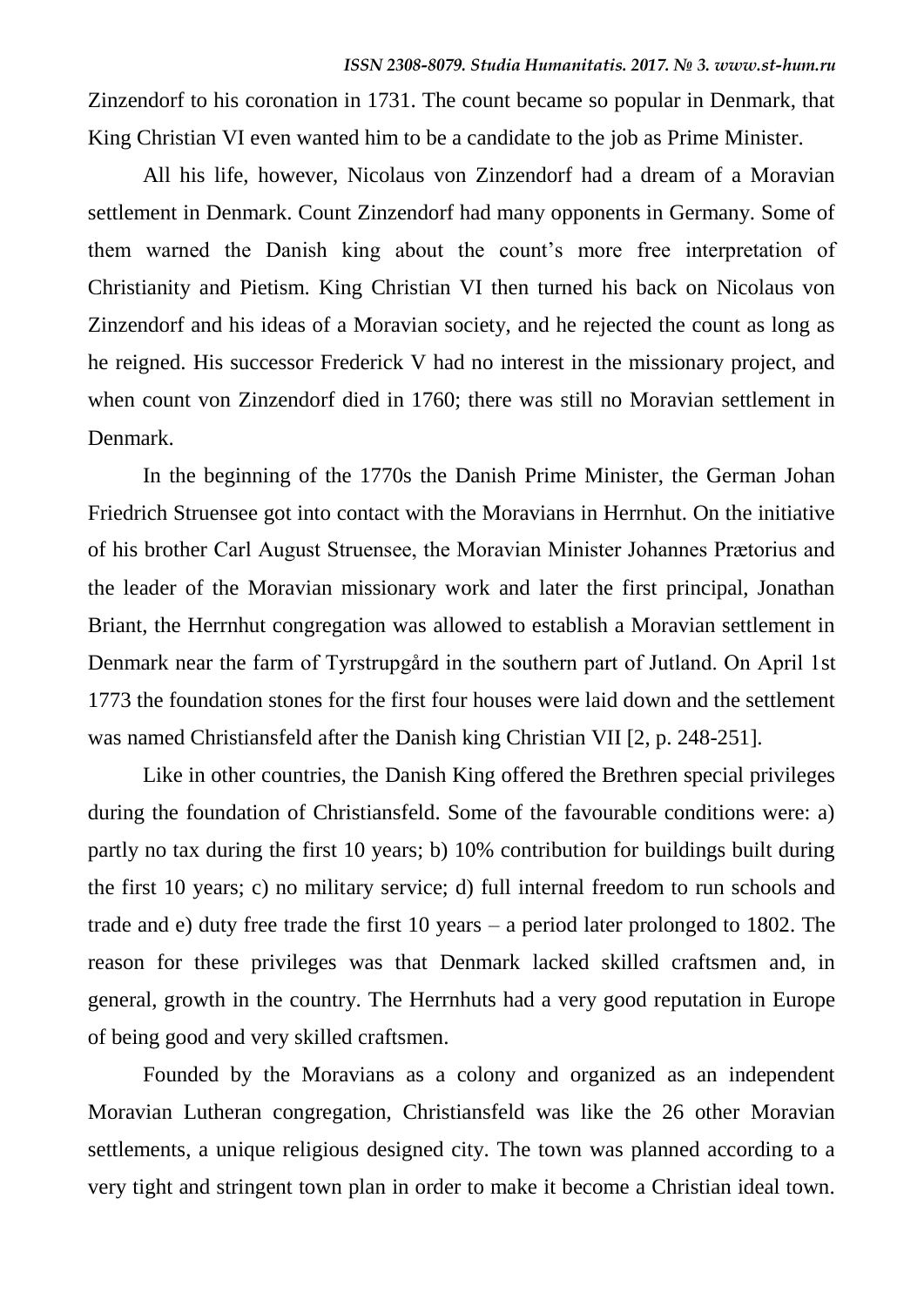Zinzendorf to his coronation in 1731. The count became so popular in Denmark, that King Christian VI even wanted him to be a candidate to the job as Prime Minister.

All his life, however, Nicolaus von Zinzendorf had a dream of a Moravian settlement in Denmark. Count Zinzendorf had many opponents in Germany. Some of them warned the Danish king about the count's more free interpretation of Christianity and Pietism. King Christian VI then turned his back on Nicolaus von Zinzendorf and his ideas of a Moravian society, and he rejected the count as long as he reigned. His successor Frederick V had no interest in the missionary project, and when count von Zinzendorf died in 1760; there was still no Moravian settlement in Denmark.

In the beginning of the 1770s the Danish Prime Minister, the German Johan Friedrich Struensee got into contact with the Moravians in Herrnhut. On the initiative of his brother Carl August Struensee, the Moravian Minister Johannes Prætorius and the leader of the Moravian missionary work and later the first principal, Jonathan Briant, the Herrnhut congregation was allowed to establish a Moravian settlement in Denmark near the farm of Tyrstrupgård in the southern part of Jutland. On April 1st 1773 the foundation stones for the first four houses were laid down and the settlement was named Christiansfeld after the Danish king Christian VII [2, p. 248-251].

Like in other countries, the Danish King offered the Brethren special privileges during the foundation of Christiansfeld. Some of the favourable conditions were: a) partly no tax during the first 10 years; b) 10% contribution for buildings built during the first 10 years; c) no military service; d) full internal freedom to run schools and trade and e) duty free trade the first 10 years – a period later prolonged to 1802. The reason for these privileges was that Denmark lacked skilled craftsmen and, in general, growth in the country. The Herrnhuts had a very good reputation in Europe of being good and very skilled craftsmen.

Founded by the Moravians as a colony and organized as an independent Moravian Lutheran congregation, Christiansfeld was like the 26 other Moravian settlements, a unique religious designed city. The town was planned according to a very tight and stringent town plan in order to make it become a Christian ideal town.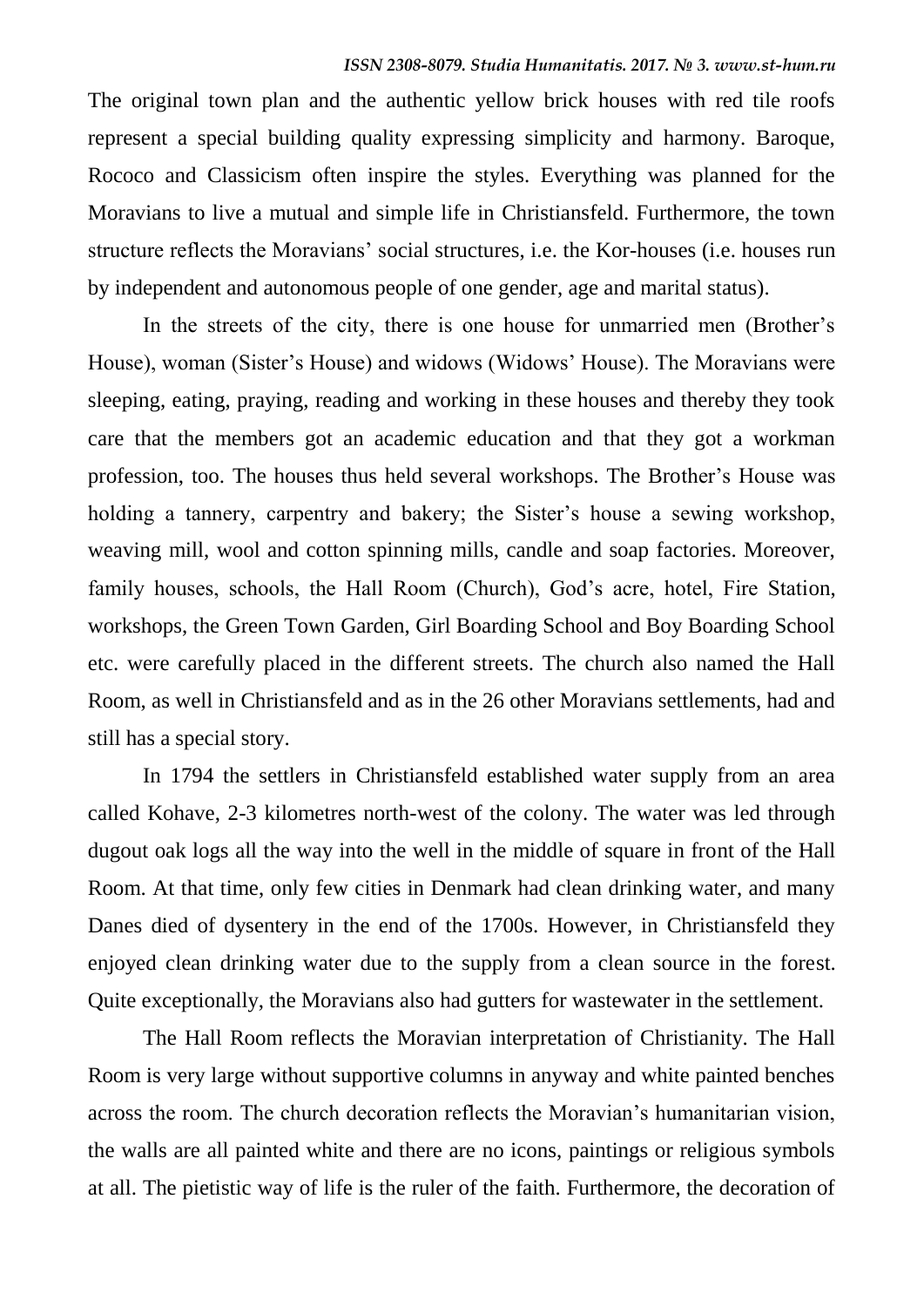The original town plan and the authentic yellow brick houses with red tile roofs represent a special building quality expressing simplicity and harmony. Baroque, Rococo and Classicism often inspire the styles. Everything was planned for the Moravians to live a mutual and simple life in Christiansfeld. Furthermore, the town structure reflects the Moravians' social structures, i.e. the Kor-houses (i.e. houses run by independent and autonomous people of one gender, age and marital status).

In the streets of the city, there is one house for unmarried men (Brother's House), woman (Sister's House) and widows (Widows' House). The Moravians were sleeping, eating, praying, reading and working in these houses and thereby they took care that the members got an academic education and that they got a workman profession, too. The houses thus held several workshops. The Brother's House was holding a tannery, carpentry and bakery; the Sister's house a sewing workshop, weaving mill, wool and cotton spinning mills, candle and soap factories. Moreover, family houses, schools, the Hall Room (Church), God's acre, hotel, Fire Station, workshops, the Green Town Garden, Girl Boarding School and Boy Boarding School etc. were carefully placed in the different streets. The church also named the Hall Room, as well in Christiansfeld and as in the 26 other Moravians settlements, had and still has a special story.

In 1794 the settlers in Christiansfeld established water supply from an area called Kohave, 2-3 kilometres north-west of the colony. The water was led through dugout oak logs all the way into the well in the middle of square in front of the Hall Room. At that time, only few cities in Denmark had clean drinking water, and many Danes died of dysentery in the end of the 1700s. However, in Christiansfeld they enjoyed clean drinking water due to the supply from a clean source in the forest. Quite exceptionally, the Moravians also had gutters for wastewater in the settlement.

The Hall Room reflects the Moravian interpretation of Christianity. The Hall Room is very large without supportive columns in anyway and white painted benches across the room. The church decoration reflects the Moravian's humanitarian vision, the walls are all painted white and there are no icons, paintings or religious symbols at all. The pietistic way of life is the ruler of the faith. Furthermore, the decoration of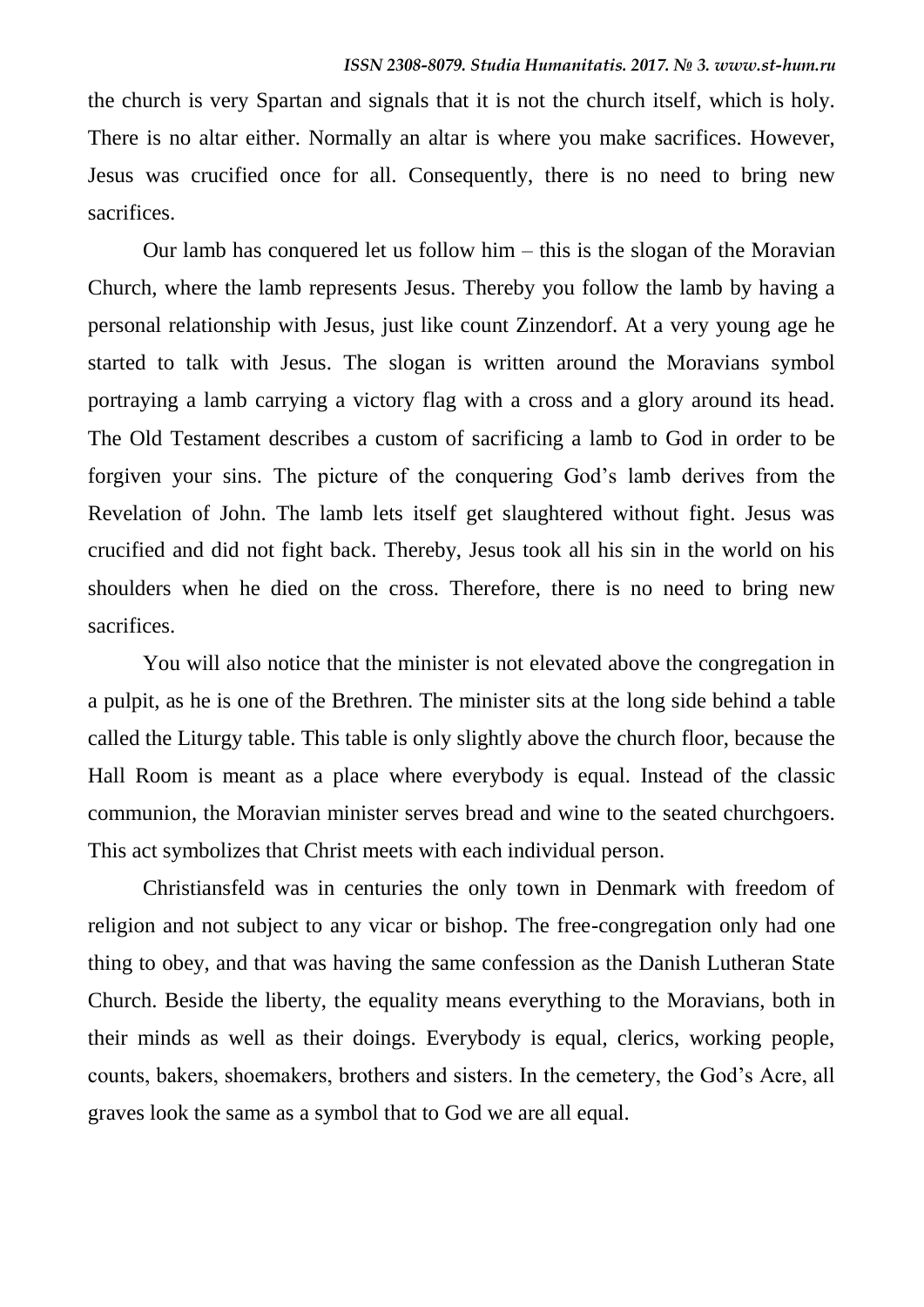the church is very Spartan and signals that it is not the church itself, which is holy. There is no altar either. Normally an altar is where you make sacrifices. However, Jesus was crucified once for all. Consequently, there is no need to bring new sacrifices.

Our lamb has conquered let us follow him – this is the slogan of the Moravian Church, where the lamb represents Jesus. Thereby you follow the lamb by having a personal relationship with Jesus, just like count Zinzendorf. At a very young age he started to talk with Jesus. The slogan is written around the Moravians symbol portraying a lamb carrying a victory flag with a cross and a glory around its head. The Old Testament describes a custom of sacrificing a lamb to God in order to be forgiven your sins. The picture of the conquering God's lamb derives from the Revelation of John. The lamb lets itself get slaughtered without fight. Jesus was crucified and did not fight back. Thereby, Jesus took all his sin in the world on his shoulders when he died on the cross. Therefore, there is no need to bring new sacrifices.

You will also notice that the minister is not elevated above the congregation in a pulpit, as he is one of the Brethren. The minister sits at the long side behind a table called the Liturgy table. This table is only slightly above the church floor, because the Hall Room is meant as a place where everybody is equal. Instead of the classic communion, the Moravian minister serves bread and wine to the seated churchgoers. This act symbolizes that Christ meets with each individual person.

Christiansfeld was in centuries the only town in Denmark with freedom of religion and not subject to any vicar or bishop. The free-congregation only had one thing to obey, and that was having the same confession as the Danish Lutheran State Church. Beside the liberty, the equality means everything to the Moravians, both in their minds as well as their doings. Everybody is equal, clerics, working people, counts, bakers, shoemakers, brothers and sisters. In the cemetery, the God's Acre, all graves look the same as a symbol that to God we are all equal.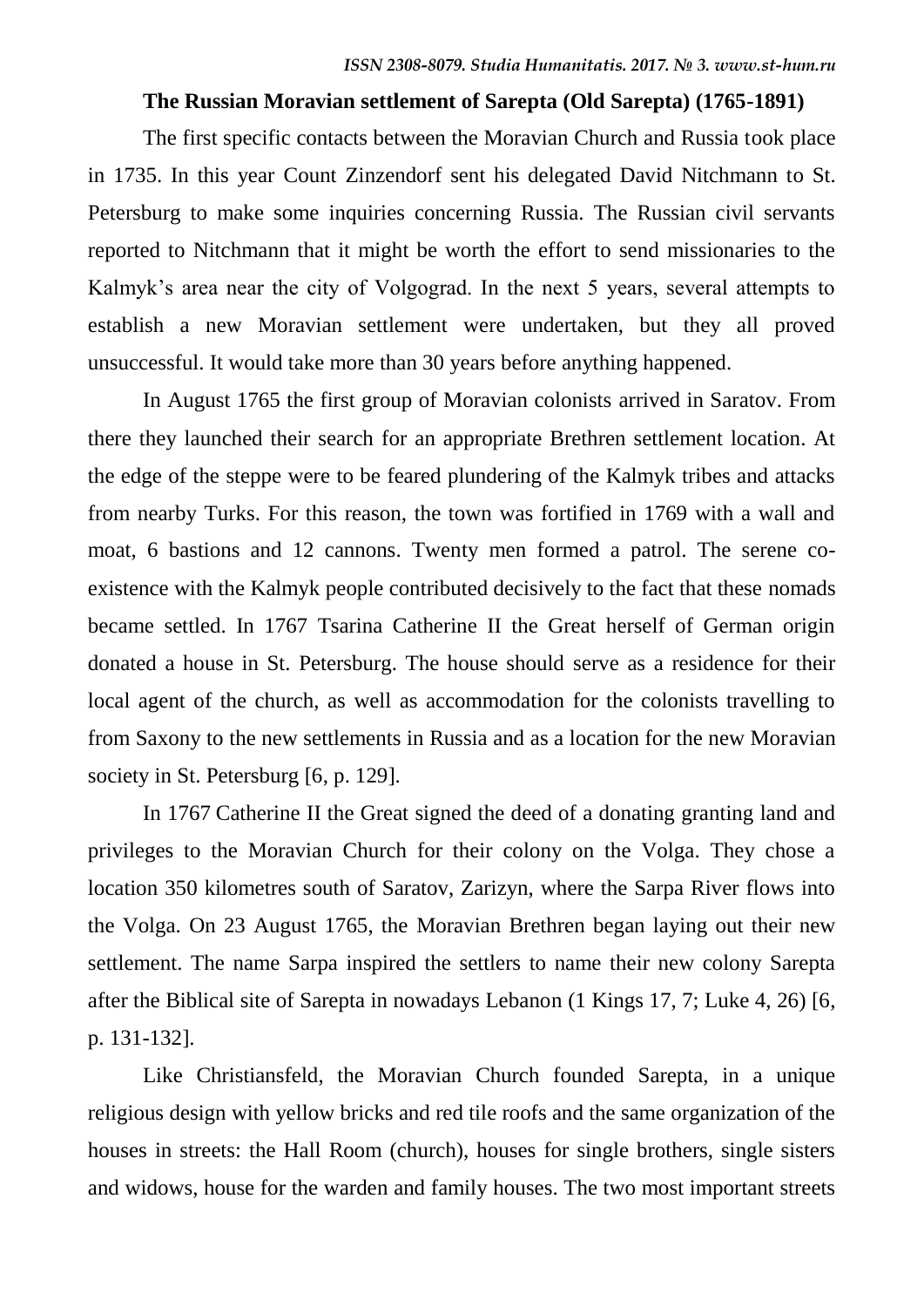**The Russian Moravian settlement of Sarepta (Old Sarepta) (1765-1891)**

The first specific contacts between the Moravian Church and Russia took place in 1735. In this year Count Zinzendorf sent his delegated David Nitchmann to St. Petersburg to make some inquiries concerning Russia. The Russian civil servants reported to Nitchmann that it might be worth the effort to send missionaries to the Kalmyk's area near the city of Volgograd. In the next 5 years, several attempts to establish a new Moravian settlement were undertaken, but they all proved unsuccessful. It would take more than 30 years before anything happened.

In August 1765 the first group of Moravian colonists arrived in Saratov. From there they launched their search for an appropriate Brethren settlement location. At the edge of the steppe were to be feared plundering of the Kalmyk tribes and attacks from nearby Turks. For this reason, the town was fortified in 1769 with a wall and moat, 6 bastions and 12 cannons. Twenty men formed a patrol. The serene co-existence with the Kalmyk people contributed decisively to the fact that these nomads became settled. In 1767 Tsarina Catherine II the Great herself of German origin donated a house in St. Petersburg. The house should serve as a residence for their local agent of the church, as well as accommodation for the colonists travelling to from Saxony to the new settlements in Russia and as a location for the new Moravian society in St. Petersburg [6, p. 129].

In 1767 Catherine II the Great signed the deed of a donating granting land and privileges to the Moravian Church for their colony on the Volga. They chose a location 350 kilometres south of Saratov, Zarizyn, where the Sarpa River flows into the Volga. On 23 August 1765, the Moravian Brethren began laying out their new settlement. The name Sarpa inspired the settlers to name their new colony Sarepta after the Biblical site of Sarepta in nowadays Lebanon (1 Kings 17, 7; Luke 4, 26) [6, p. 131-132].

Like Christiansfeld, the Moravian Church founded Sarepta, in a unique religious design with yellow bricks and red tile roofs and the same organization of the houses in streets: the Hall Room (church), houses for single brothers, single sisters and widows, house for the warden and family houses. The two most important streets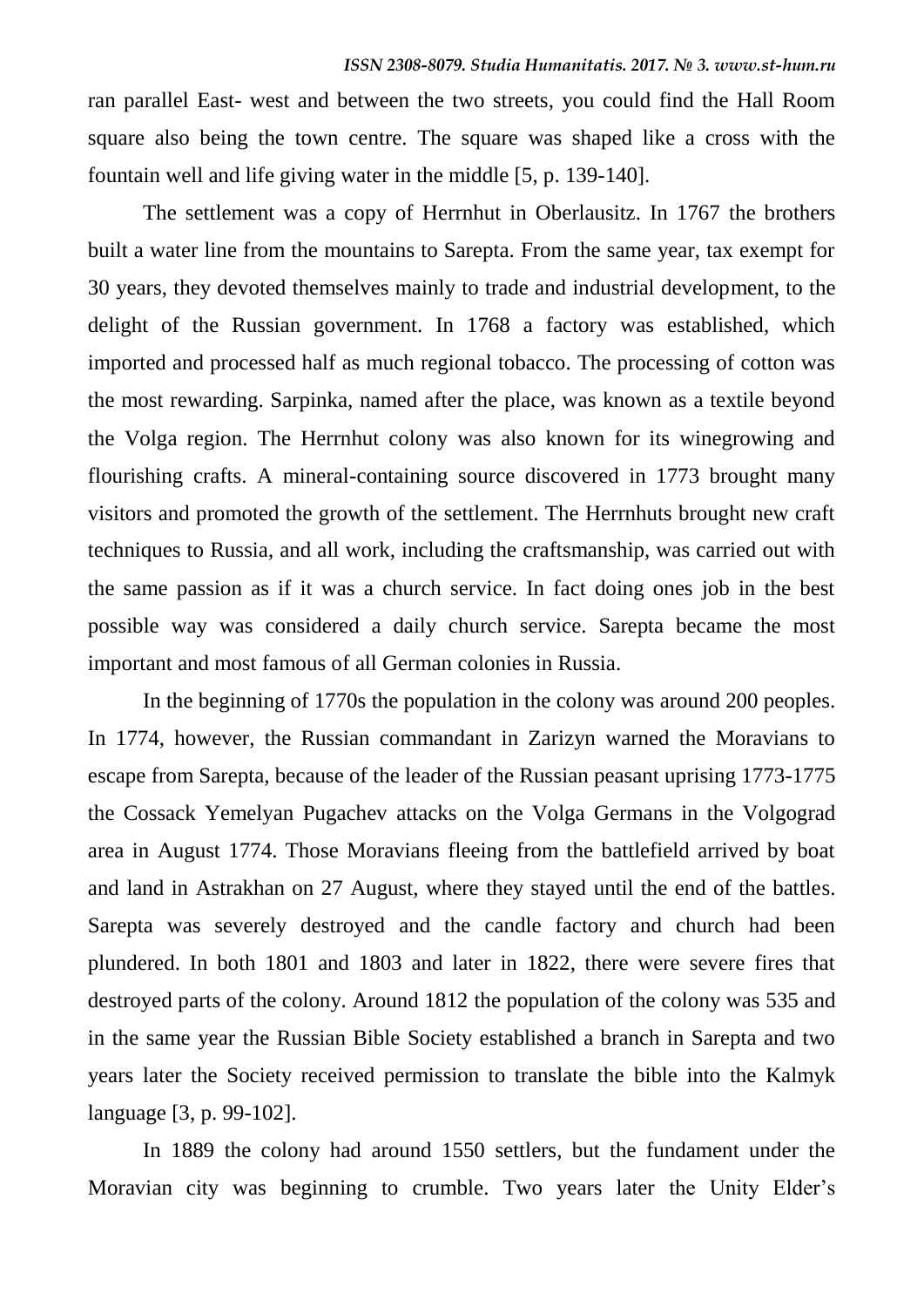ran parallel East- west and between the two streets, you could find the Hall Room square also being the town centre. The square was shaped like a cross with the fountain well and life giving water in the middle [5, p. 139-140].

The settlement was a copy of Herrnhut in Oberlausitz. In 1767 the brothers built a water line from the mountains to Sarepta. From the same year, tax exempt for 30 years, they devoted themselves mainly to trade and industrial development, to the delight of the Russian government. In 1768 a factory was established, which imported and processed half as much regional tobacco. The processing of cotton was the most rewarding. Sarpinka, named after the place, was known as a textile beyond the Volga region. The Herrnhut colony was also known for its winegrowing and flourishing crafts. A mineral-containing source discovered in 1773 brought many visitors and promoted the growth of the settlement. The Herrnhuts brought new craft techniques to Russia, and all work, including the craftsmanship, was carried out with the same passion as if it was a church service. In fact doing ones job in the best possible way was considered a daily church service. Sarepta became the most important and most famous of all German colonies in Russia.

In the beginning of 1770s the population in the colony was around 200 peoples. In 1774, however, the Russian commandant in Zarizyn warned the Moravians to escape from Sarepta, because of the leader of the Russian peasant uprising 1773-1775 the Cossack Yemelyan Pugachev attacks on the Volga Germans in the Volgograd area in August 1774. Those Moravians fleeing from the battlefield arrived by boat and land in Astrakhan on 27 August, where they stayed until the end of the battles. Sarepta was severely destroyed and the candle factory and church had been plundered. In both 1801 and 1803 and later in 1822, there were severe fires that destroyed parts of the colony. Around 1812 the population of the colony was 535 and in the same year the Russian Bible Society established a branch in Sarepta and two years later the Society received permission to translate the bible into the Kalmyk language [3, p. 99-102].

In 1889 the colony had around 1550 settlers, but the fundament under the Moravian city was beginning to crumble. Two years later the Unity Elder's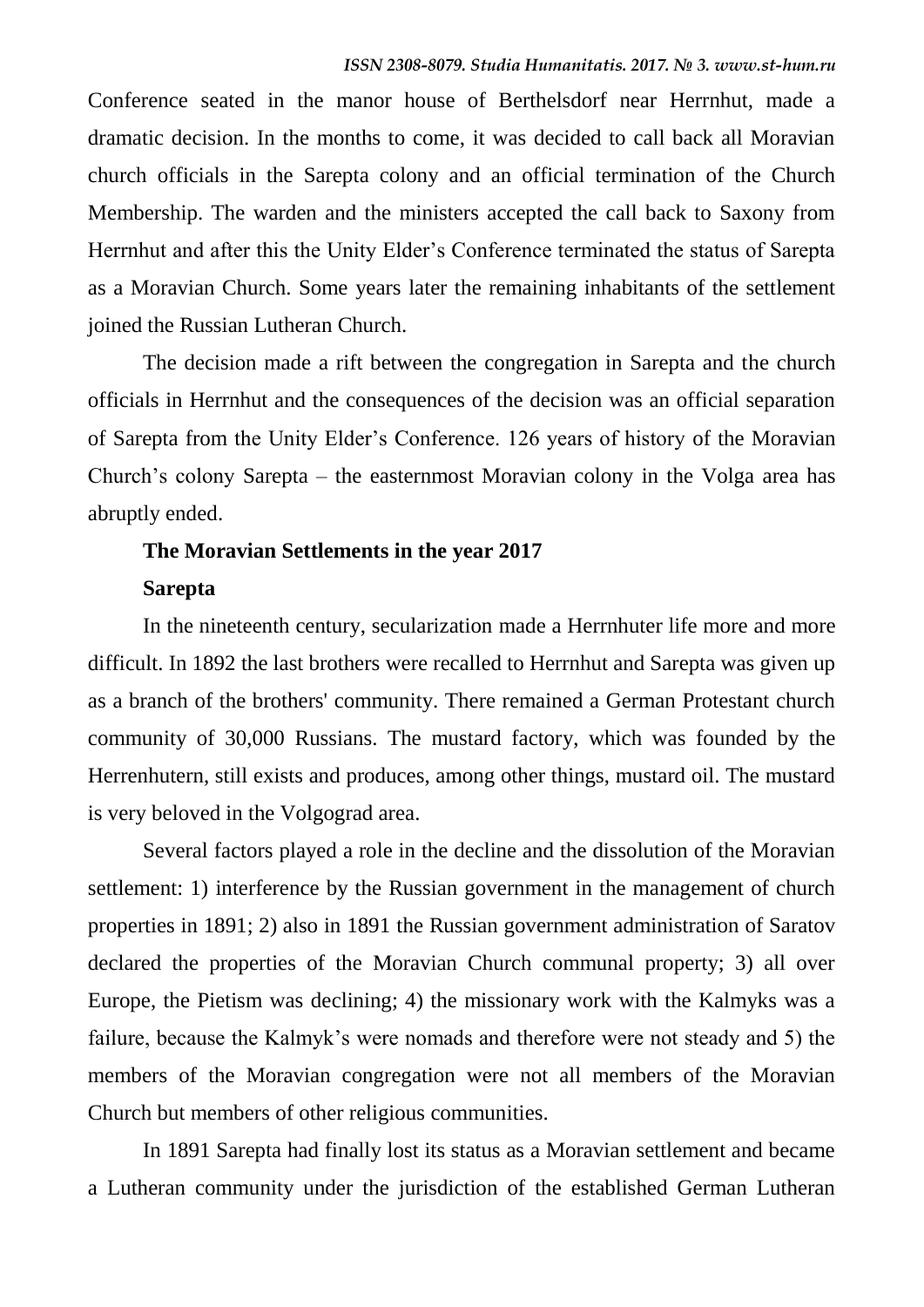Conference seated in the manor house of Berthelsdorf near Herrnhut, made a dramatic decision. In the months to come, it was decided to call back all Moravian church officials in the Sarepta colony and an official termination of the Church Membership. The warden and the ministers accepted the call back to Saxony from Herrnhut and after this the Unity Elder's Conference terminated the status of Sarepta as a Moravian Church. Some years later the remaining inhabitants of the settlement joined the Russian Lutheran Church.

The decision made a rift between the congregation in Sarepta and the church officials in Herrnhut and the consequences of the decision was an official separation of Sarepta from the Unity Elder's Conference. 126 years of history of the Moravian Church's colony Sarepta – the easternmost Moravian colony in the Volga area has abruptly ended.

**The Moravian Settlements in the year 2017**

**Sarepta**

In the nineteenth century, secularization made a Herrnhuter life more and more difficult. In 1892 the last brothers were recalled to Herrnhut and Sarepta was given up as a branch of the brothers' community. There remained a German Protestant church community of 30,000 Russians. The mustard factory, which was founded by the Herrenhutern, still exists and produces, among other things, mustard oil. The mustard is very beloved in the Volgograd area.

Several factors played a role in the decline and the dissolution of the Moravian settlement: 1) interference by the Russian government in the management of church properties in 1891; 2) also in 1891 the Russian government administration of Saratov declared the properties of the Moravian Church communal property; 3) all over Europe, the Pietism was declining; 4) the missionary work with the Kalmyks was a failure, because the Kalmyk's were nomads and therefore were not steady and 5) the members of the Moravian congregation were not all members of the Moravian Church but members of other religious communities.

In 1891 Sarepta had finally lost its status as a Moravian settlement and became a Lutheran community under the jurisdiction of the established German Lutheran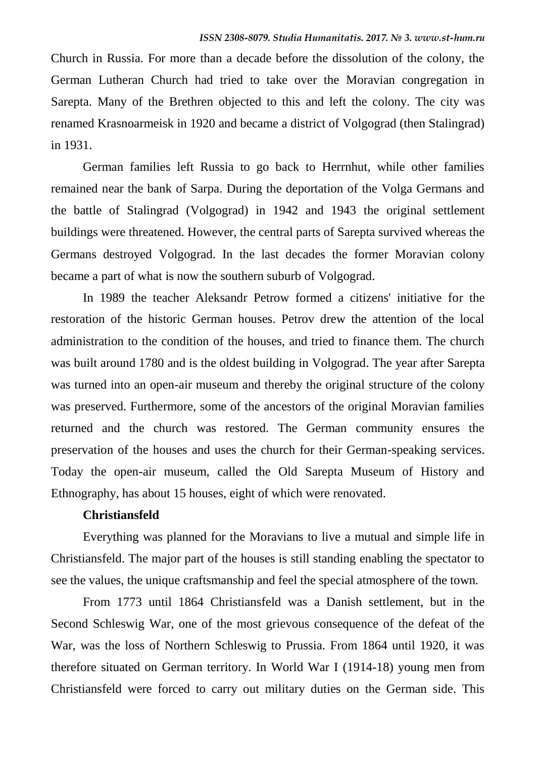Church in Russia. For more than a decade before the dissolution of the colony, the German Lutheran Church had tried to take over the Moravian congregation in Sarepta. Many of the Brethren objected to this and left the colony. The city was renamed Krasnoarmeisk in 1920 and became a district of Volgograd (then Stalingrad) in 1931.

German families left Russia to go back to Herrnhut, while other families remained near the bank of Sarpa. During the deportation of the Volga Germans and the battle of Stalingrad (Volgograd) in 1942 and 1943 the original settlement buildings were threatened. However, the central parts of Sarepta survived whereas the Germans destroyed Volgograd. In the last decades the former Moravian colony became a part of what is now the southern suburb of Volgograd.

In 1989 the teacher Aleksandr Petrow formed a citizens' initiative for the restoration of the historic German houses. Petrov drew the attention of the local administration to the condition of the houses, and tried to finance them. The church was built around 1780 and is the oldest building in Volgograd. The year after Sarepta was turned into an open-air museum and thereby the original structure of the colony was preserved. Furthermore, some of the ancestors of the original Moravian families returned and the church was restored. The German community ensures the preservation of the houses and uses the church for their German-speaking services. Today the open-air museum, called the Old Sarepta Museum of History and Ethnography, has about 15 houses, eight of which were renovated.

**Christiansfeld**

Everything was planned for the Moravians to live a mutual and simple life in Christiansfeld. The major part of the houses is still standing enabling the spectator to see the values, the unique craftsmanship and feel the special atmosphere of the town.

From 1773 until 1864 Christiansfeld was a Danish settlement, but in the Second Schleswig War, one of the most grievous consequence of the defeat of the War, was the loss of Northern Schleswig to Prussia. From 1864 until 1920, it was therefore situated on German territory. In World War I (1914-18) young men from Christiansfeld were forced to carry out military duties on the German side. This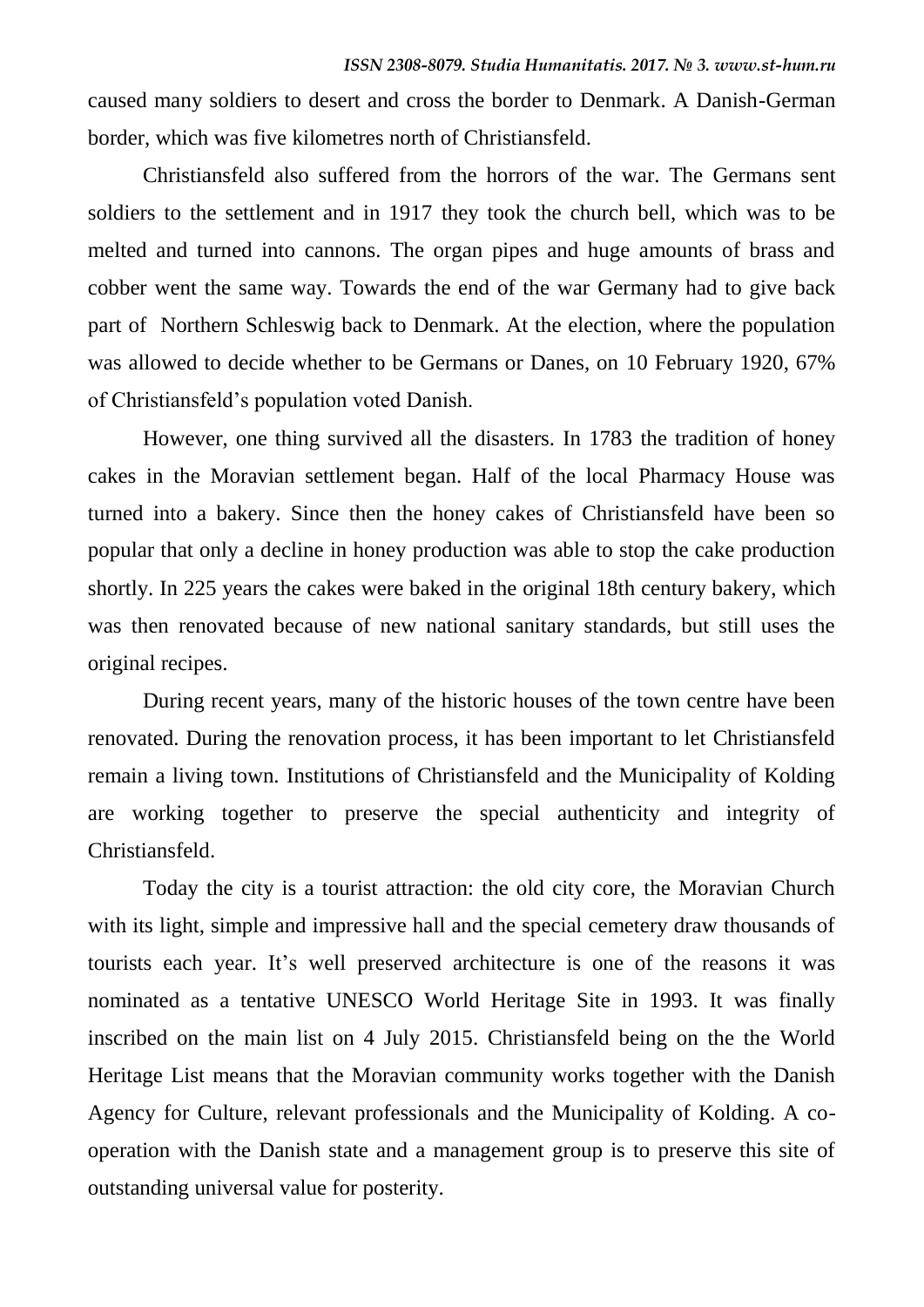caused many soldiers to desert and cross the border to Denmark. A Danish-German border, which was five kilometres north of Christiansfeld.

Christiansfeld also suffered from the horrors of the war. The Germans sent soldiers to the settlement and in 1917 they took the church bell, which was to be melted and turned into cannons. The organ pipes and huge amounts of brass and cobber went the same way. Towards the end of the war Germany had to give back part of Northern Schleswig back to Denmark. At the election, where the population was allowed to decide whether to be Germans or Danes, on 10 February 1920, 67% of Christiansfeld's population voted Danish.

However, one thing survived all the disasters. In 1783 the tradition of honey cakes in the Moravian settlement began. Half of the local Pharmacy House was turned into a bakery. Since then the honey cakes of Christiansfeld have been so popular that only a decline in honey production was able to stop the cake production shortly. In 225 years the cakes were baked in the original 18th century bakery, which was then renovated because of new national sanitary standards, but still uses the original recipes.

During recent years, many of the historic houses of the town centre have been renovated. During the renovation process, it has been important to let Christiansfeld remain a living town. Institutions of Christiansfeld and the Municipality of Kolding are working together to preserve the special authenticity and integrity of Christiansfeld.

Today the city is a tourist attraction: the old city core, the Moravian Church with its light, simple and impressive hall and the special cemetery draw thousands of tourists each year. It's well preserved architecture is one of the reasons it was nominated as a tentative UNESCO World Heritage Site in 1993. It was finally inscribed on the main list on 4 July 2015. Christiansfeld being on the the World Heritage List means that the Moravian community works together with the Danish Agency for Culture, relevant professionals and the Municipality of Kolding. A co-operation with the Danish state and a management group is to preserve this site of outstanding universal value for posterity.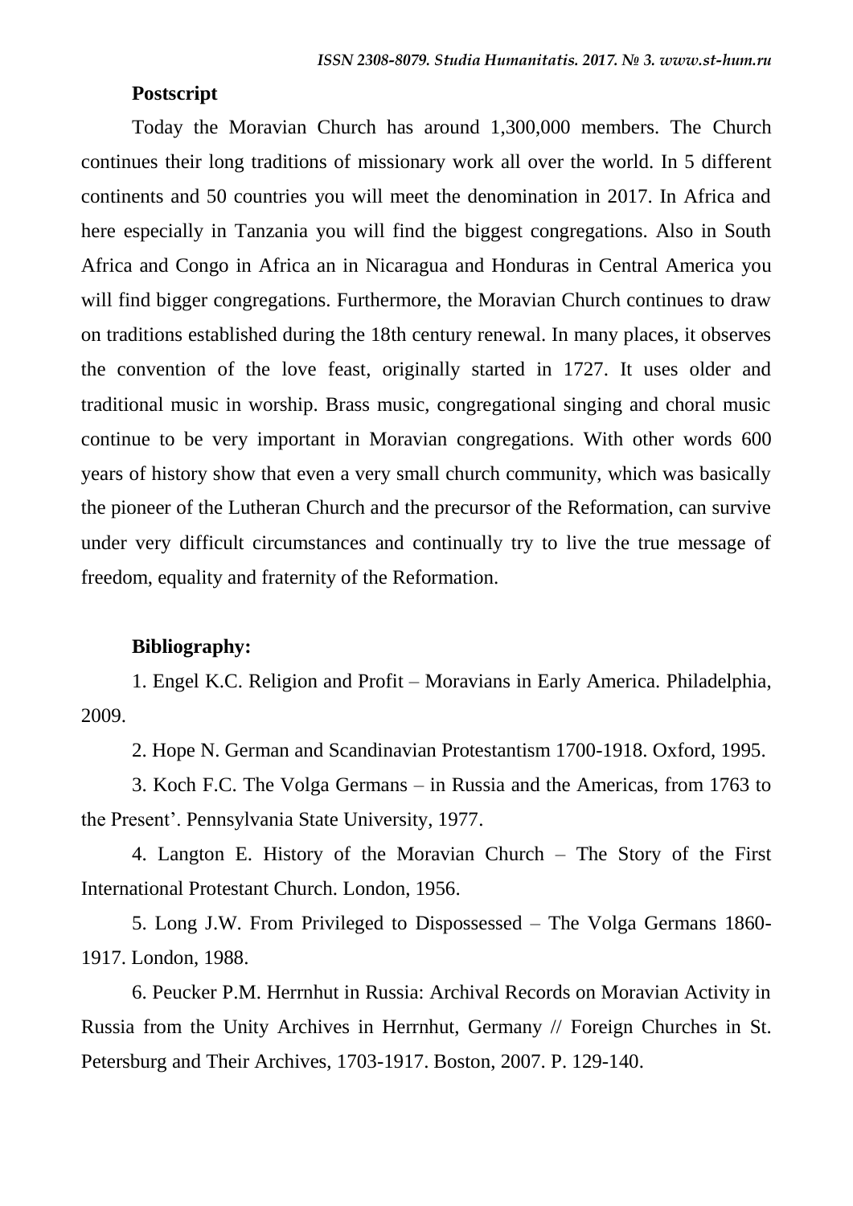**Postscript**

Today the Moravian Church has around 1,300,000 members. The Church continues their long traditions of missionary work all over the world. In 5 different continents and 50 countries you will meet the denomination in 2017. In Africa and here especially in Tanzania you will find the biggest congregations. Also in South Africa and Congo in Africa an in Nicaragua and Honduras in Central America you will find bigger congregations. Furthermore, the Moravian Church continues to draw on traditions established during the 18th century renewal. In many places, it observes the convention of the love feast, originally started in 1727. It uses older and traditional music in worship. Brass music, congregational singing and choral music continue to be very important in Moravian congregations. With other words 600 years of history show that even a very small church community, which was basically the pioneer of the Lutheran Church and the precursor of the Reformation, can survive under very difficult circumstances and continually try to live the true message of freedom, equality and fraternity of the Reformation.

**Bibliography:**

1. Engel K.C. Religion and Profit – Moravians in Early America. Philadelphia, 2009.
2. Hope N. German and Scandinavian Protestantism 1700-1918. Oxford, 1995.
3. Koch F.C. The Volga Germans – in Russia and the Americas, from 1763 to the Present'. Pennsylvania State University, 1977.
4. Langton E. History of the Moravian Church – The Story of the First International Protestant Church. London, 1956.
5. Long J.W. From Privileged to Dispossessed – The Volga Germans 1860-1917. London, 1988.
6. Peucker P.M. Herrnhut in Russia: Archival Records on Moravian Activity in Russia from the Unity Archives in Herrnhut, Germany // Foreign Churches in St. Petersburg and Their Archives, 1703-1917. Boston, 2007. P. 129-140.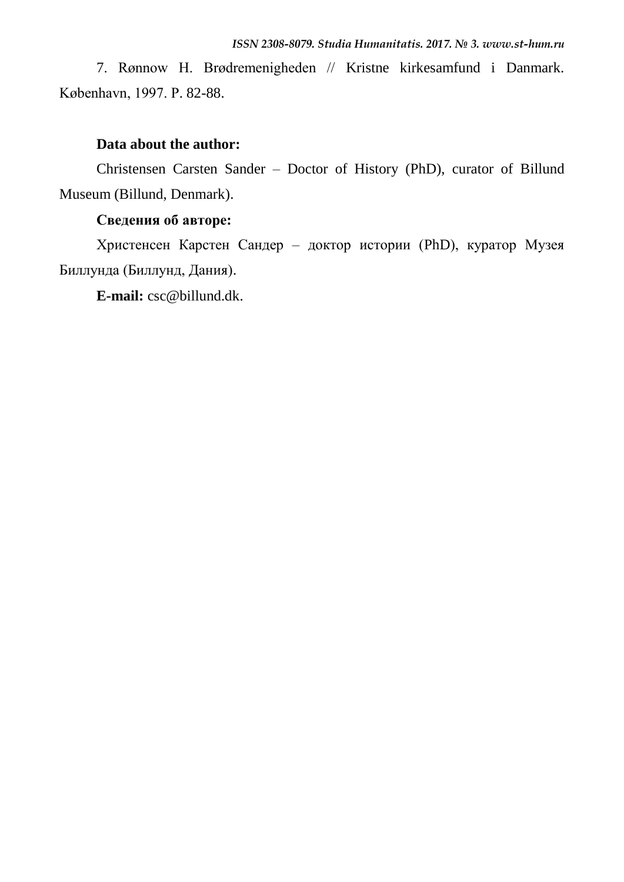7. Rønnow H. Brødremenigheden // Kristne kirkesamfund i Danmark. København, 1997. P. 82-88.

**Data about the author:**

Christensen Carsten Sander – Doctor of History (PhD), curator of Billund Museum (Billund, Denmark).

**Сведения об авторе:**

Христенсен Карстен Сандер – доктор истории (PhD), куратор Музея Биллунда (Биллунд, Дания).

**E-mail:** csc@billund.dk.